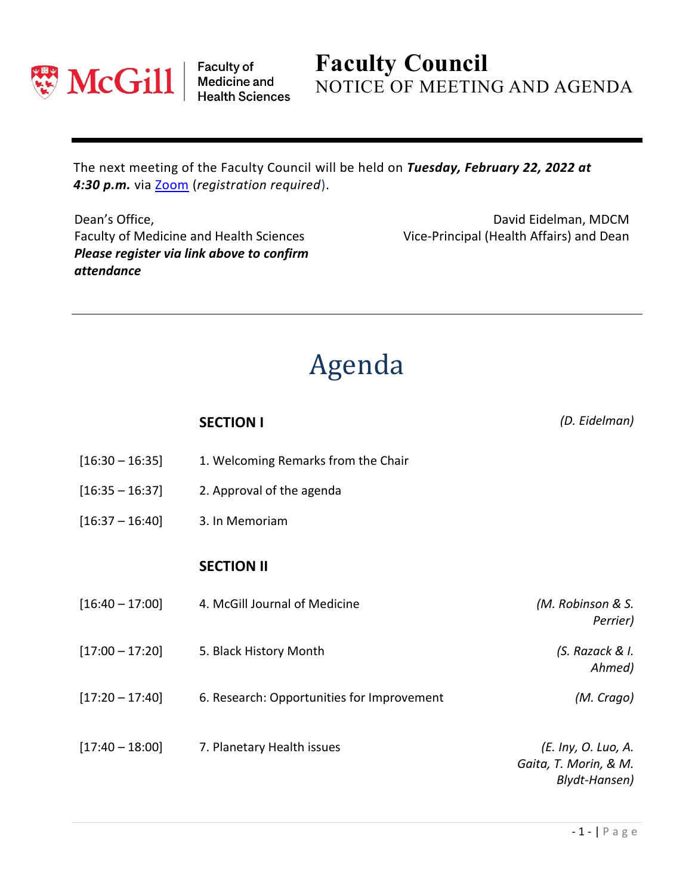McGill | Faculty of Medicine and Health Sciences

# Faculty Council
NOTICE OF MEETING AND AGENDA

The next meeting of the Faculty Council will be held on ***Tuesday, February 22, 2022 at 4:30 p.m.*** via [Zoom](#) (*registration required*).

Dean's Office,
Faculty of Medicine and Health Sciences
***Please register via link above to confirm attendance***

David Eidelman, MDCM
Vice-Principal (Health Affairs) and Dean

# Agenda

| | | |
|---|---|---|
| | **SECTION I** | *(D. Eidelman)* |
| [16:30 – 16:35] | 1. Welcoming Remarks from the Chair | |
| [16:35 – 16:37] | 2. Approval of the agenda | |
| [16:37 – 16:40] | 3. In Memoriam | |
| | **SECTION II** | |
| [16:40 – 17:00] | 4. McGill Journal of Medicine | *(M. Robinson & S. Perrier)* |
| [17:00 – 17:20] | 5. Black History Month | *(S. Razack & I. Ahmed)* |
| [17:20 – 17:40] | 6. Research: Opportunities for Improvement | *(M. Crago)* |
| [17:40 – 18:00] | 7. Planetary Health issues | *(E. Iny, O. Luo, A. Gaita, T. Morin, & M. Blydt-Hansen)* |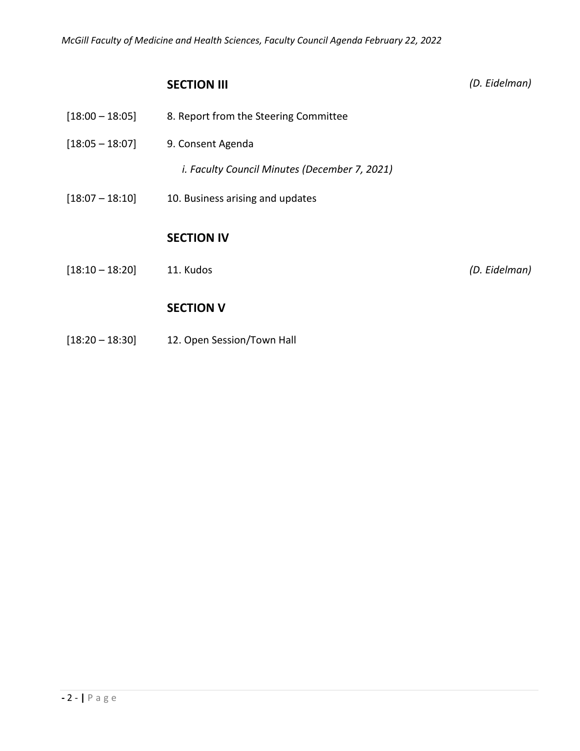## SECTION III

*(D. Eidelman)*

[18:00 – 18:05] 8. Report from the Steering Committee

[18:05 – 18:07] 9. Consent Agenda

*i. Faculty Council Minutes (December 7, 2021)*

[18:07 – 18:10] 10. Business arising and updates

## SECTION IV

[18:10 – 18:20] 11. Kudos *(D. Eidelman)*

## SECTION V

[18:20 – 18:30] 12. Open Session/Town Hall